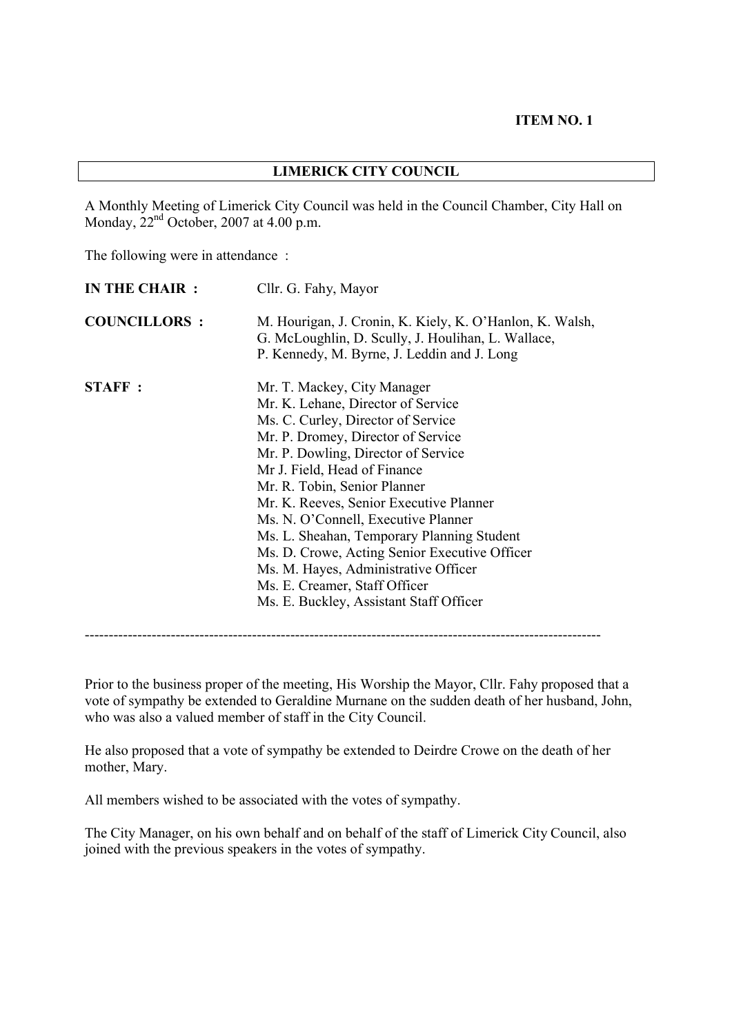**ITEM NO. 1**

# LIMERICK CITY COUNCIL

A Monthly Meeting of Limerick City Council was held in the Council Chamber, City Hall on Monday, 22nd October, 2007 at 4.00 p.m.

The following were in attendance :

**IN THE CHAIR :** Cllr. G. Fahy, Mayor

**COUNCILLORS :** M. Hourigan, J. Cronin, K. Kiely, K. O'Hanlon, K. Walsh, G. McLoughlin, D. Scully, J. Houlihan, L. Wallace, P. Kennedy, M. Byrne, J. Leddin and J. Long

**STAFF :**
Mr. T. Mackey, City Manager
Mr. K. Lehane, Director of Service
Ms. C. Curley, Director of Service
Mr. P. Dromey, Director of Service
Mr. P. Dowling, Director of Service
Mr J. Field, Head of Finance
Mr. R. Tobin, Senior Planner
Mr. K. Reeves, Senior Executive Planner
Ms. N. O'Connell, Executive Planner
Ms. L. Sheahan, Temporary Planning Student
Ms. D. Crowe, Acting Senior Executive Officer
Ms. M. Hayes, Administrative Officer
Ms. E. Creamer, Staff Officer
Ms. E. Buckley, Assistant Staff Officer

---

Prior to the business proper of the meeting, His Worship the Mayor, Cllr. Fahy proposed that a vote of sympathy be extended to Geraldine Murnane on the sudden death of her husband, John, who was also a valued member of staff in the City Council.

He also proposed that a vote of sympathy be extended to Deirdre Crowe on the death of her mother, Mary.

All members wished to be associated with the votes of sympathy.

The City Manager, on his own behalf and on behalf of the staff of Limerick City Council, also joined with the previous speakers in the votes of sympathy.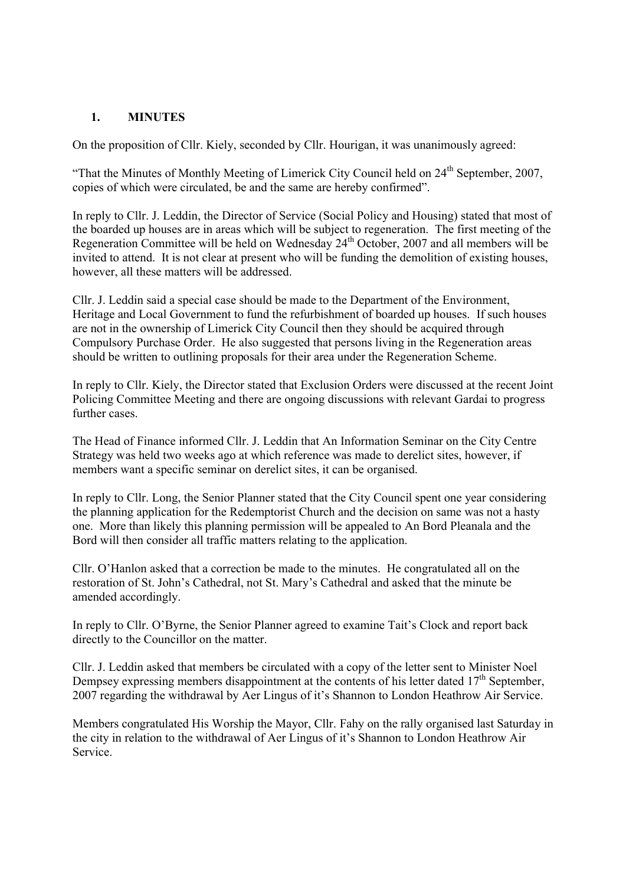## 1. MINUTES

On the proposition of Cllr. Kiely, seconded by Cllr. Hourigan, it was unanimously agreed:

"That the Minutes of Monthly Meeting of Limerick City Council held on 24th September, 2007, copies of which were circulated, be and the same are hereby confirmed".

In reply to Cllr. J. Leddin, the Director of Service (Social Policy and Housing) stated that most of the boarded up houses are in areas which will be subject to regeneration. The first meeting of the Regeneration Committee will be held on Wednesday 24th October, 2007 and all members will be invited to attend. It is not clear at present who will be funding the demolition of existing houses, however, all these matters will be addressed.

Cllr. J. Leddin said a special case should be made to the Department of the Environment, Heritage and Local Government to fund the refurbishment of boarded up houses. If such houses are not in the ownership of Limerick City Council then they should be acquired through Compulsory Purchase Order. He also suggested that persons living in the Regeneration areas should be written to outlining proposals for their area under the Regeneration Scheme.

In reply to Cllr. Kiely, the Director stated that Exclusion Orders were discussed at the recent Joint Policing Committee Meeting and there are ongoing discussions with relevant Gardai to progress further cases.

The Head of Finance informed Cllr. J. Leddin that An Information Seminar on the City Centre Strategy was held two weeks ago at which reference was made to derelict sites, however, if members want a specific seminar on derelict sites, it can be organised.

In reply to Cllr. Long, the Senior Planner stated that the City Council spent one year considering the planning application for the Redemptorist Church and the decision on same was not a hasty one. More than likely this planning permission will be appealed to An Bord Pleanala and the Bord will then consider all traffic matters relating to the application.

Cllr. O'Hanlon asked that a correction be made to the minutes. He congratulated all on the restoration of St. John's Cathedral, not St. Mary's Cathedral and asked that the minute be amended accordingly.

In reply to Cllr. O'Byrne, the Senior Planner agreed to examine Tait's Clock and report back directly to the Councillor on the matter.

Cllr. J. Leddin asked that members be circulated with a copy of the letter sent to Minister Noel Dempsey expressing members disappointment at the contents of his letter dated 17th September, 2007 regarding the withdrawal by Aer Lingus of it's Shannon to London Heathrow Air Service.

Members congratulated His Worship the Mayor, Cllr. Fahy on the rally organised last Saturday in the city in relation to the withdrawal of Aer Lingus of it's Shannon to London Heathrow Air Service.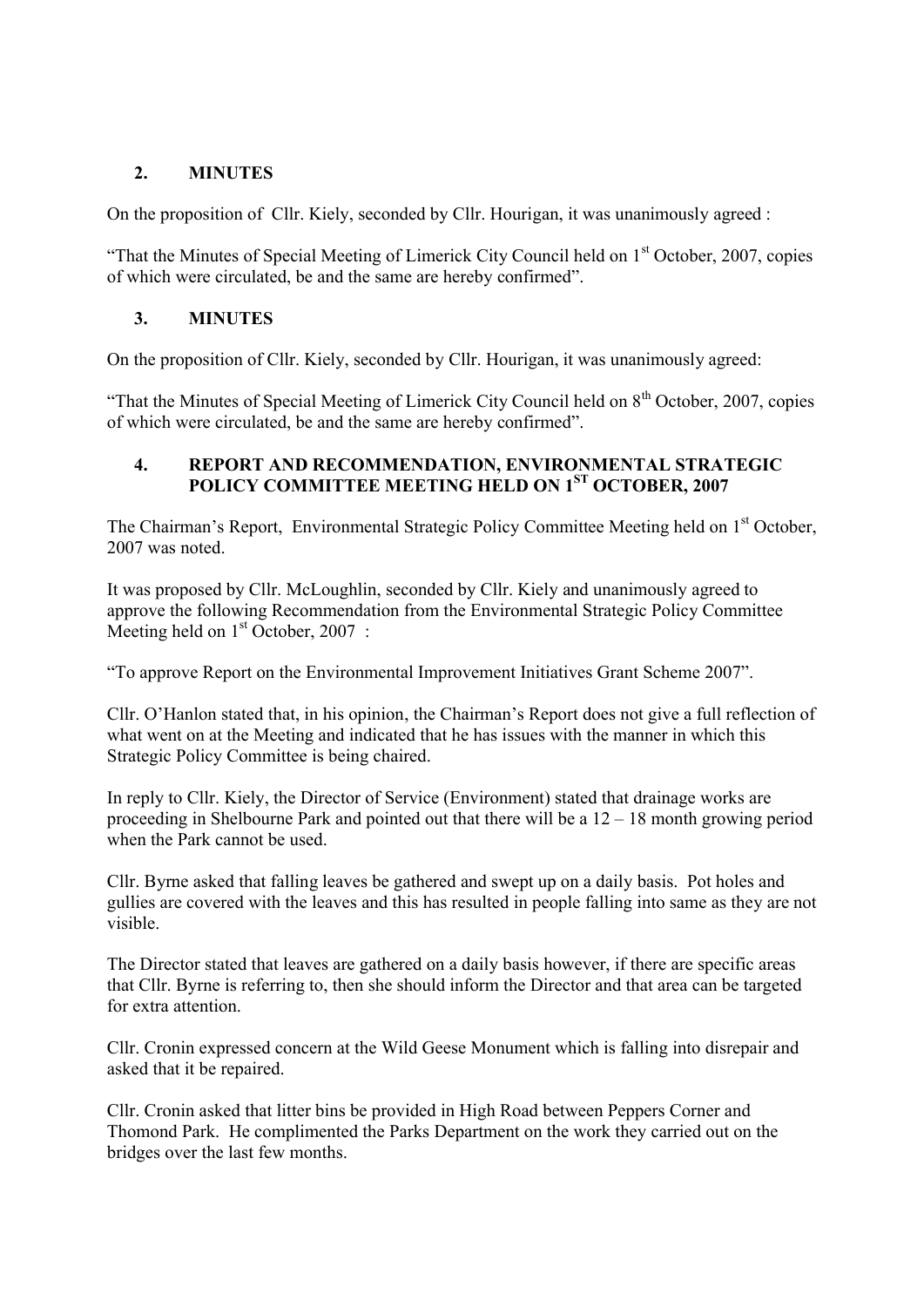## 2. MINUTES

On the proposition of Cllr. Kiely, seconded by Cllr. Hourigan, it was unanimously agreed :

"That the Minutes of Special Meeting of Limerick City Council held on 1st October, 2007, copies of which were circulated, be and the same are hereby confirmed".

## 3. MINUTES

On the proposition of Cllr. Kiely, seconded by Cllr. Hourigan, it was unanimously agreed:

"That the Minutes of Special Meeting of Limerick City Council held on 8th October, 2007, copies of which were circulated, be and the same are hereby confirmed".

## 4. REPORT AND RECOMMENDATION, ENVIRONMENTAL STRATEGIC POLICY COMMITTEE MEETING HELD ON 1ST OCTOBER, 2007

The Chairman's Report, Environmental Strategic Policy Committee Meeting held on 1st October, 2007 was noted.

It was proposed by Cllr. McLoughlin, seconded by Cllr. Kiely and unanimously agreed to approve the following Recommendation from the Environmental Strategic Policy Committee Meeting held on 1st October, 2007 :

"To approve Report on the Environmental Improvement Initiatives Grant Scheme 2007".

Cllr. O'Hanlon stated that, in his opinion, the Chairman's Report does not give a full reflection of what went on at the Meeting and indicated that he has issues with the manner in which this Strategic Policy Committee is being chaired.

In reply to Cllr. Kiely, the Director of Service (Environment) stated that drainage works are proceeding in Shelbourne Park and pointed out that there will be a 12 – 18 month growing period when the Park cannot be used.

Cllr. Byrne asked that falling leaves be gathered and swept up on a daily basis. Pot holes and gullies are covered with the leaves and this has resulted in people falling into same as they are not visible.

The Director stated that leaves are gathered on a daily basis however, if there are specific areas that Cllr. Byrne is referring to, then she should inform the Director and that area can be targeted for extra attention.

Cllr. Cronin expressed concern at the Wild Geese Monument which is falling into disrepair and asked that it be repaired.

Cllr. Cronin asked that litter bins be provided in High Road between Peppers Corner and Thomond Park. He complimented the Parks Department on the work they carried out on the bridges over the last few months.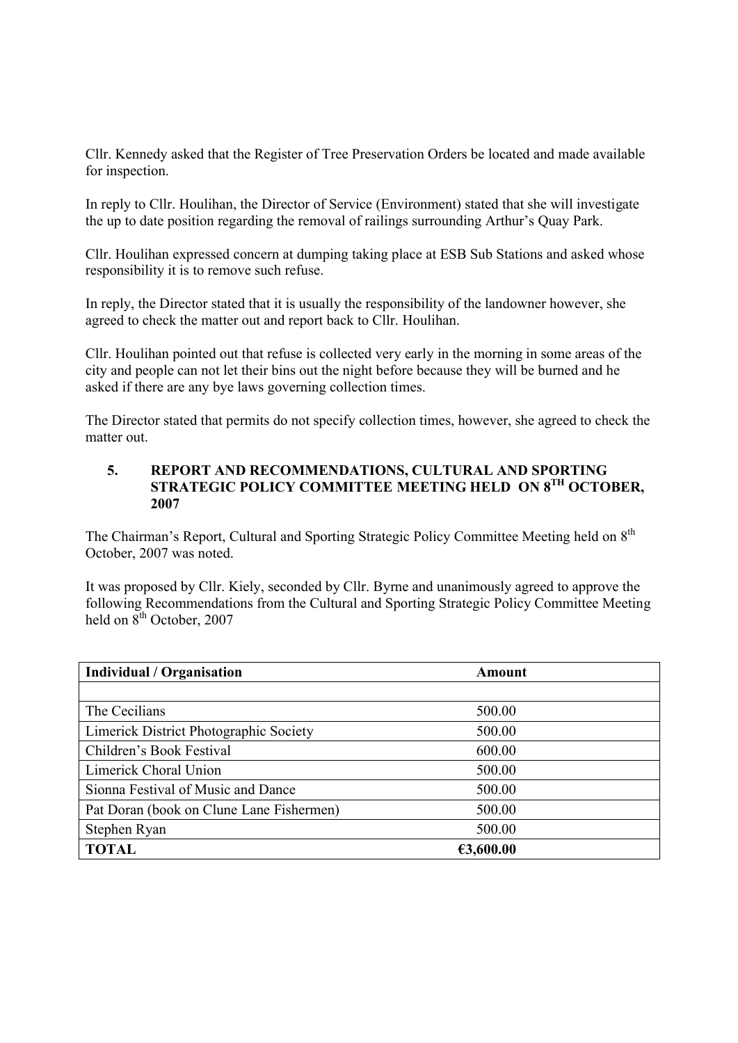Cllr. Kennedy asked that the Register of Tree Preservation Orders be located and made available for inspection.

In reply to Cllr. Houlihan, the Director of Service (Environment) stated that she will investigate the up to date position regarding the removal of railings surrounding Arthur's Quay Park.

Cllr. Houlihan expressed concern at dumping taking place at ESB Sub Stations and asked whose responsibility it is to remove such refuse.

In reply, the Director stated that it is usually the responsibility of the landowner however, she agreed to check the matter out and report back to Cllr. Houlihan.

Cllr. Houlihan pointed out that refuse is collected very early in the morning in some areas of the city and people can not let their bins out the night before because they will be burned and he asked if there are any bye laws governing collection times.

The Director stated that permits do not specify collection times, however, she agreed to check the matter out.

## 5. REPORT AND RECOMMENDATIONS, CULTURAL AND SPORTING STRATEGIC POLICY COMMITTEE MEETING HELD ON 8TH OCTOBER, 2007

The Chairman's Report, Cultural and Sporting Strategic Policy Committee Meeting held on 8th October, 2007 was noted.

It was proposed by Cllr. Kiely, seconded by Cllr. Byrne and unanimously agreed to approve the following Recommendations from the Cultural and Sporting Strategic Policy Committee Meeting held on 8th October, 2007

| Individual / Organisation | Amount |
|---|---|
| | |
| The Cecilians | 500.00 |
| Limerick District Photographic Society | 500.00 |
| Children's Book Festival | 600.00 |
| Limerick Choral Union | 500.00 |
| Sionna Festival of Music and Dance | 500.00 |
| Pat Doran (book on Clune Lane Fishermen) | 500.00 |
| Stephen Ryan | 500.00 |
| **TOTAL** | **€3,600.00** |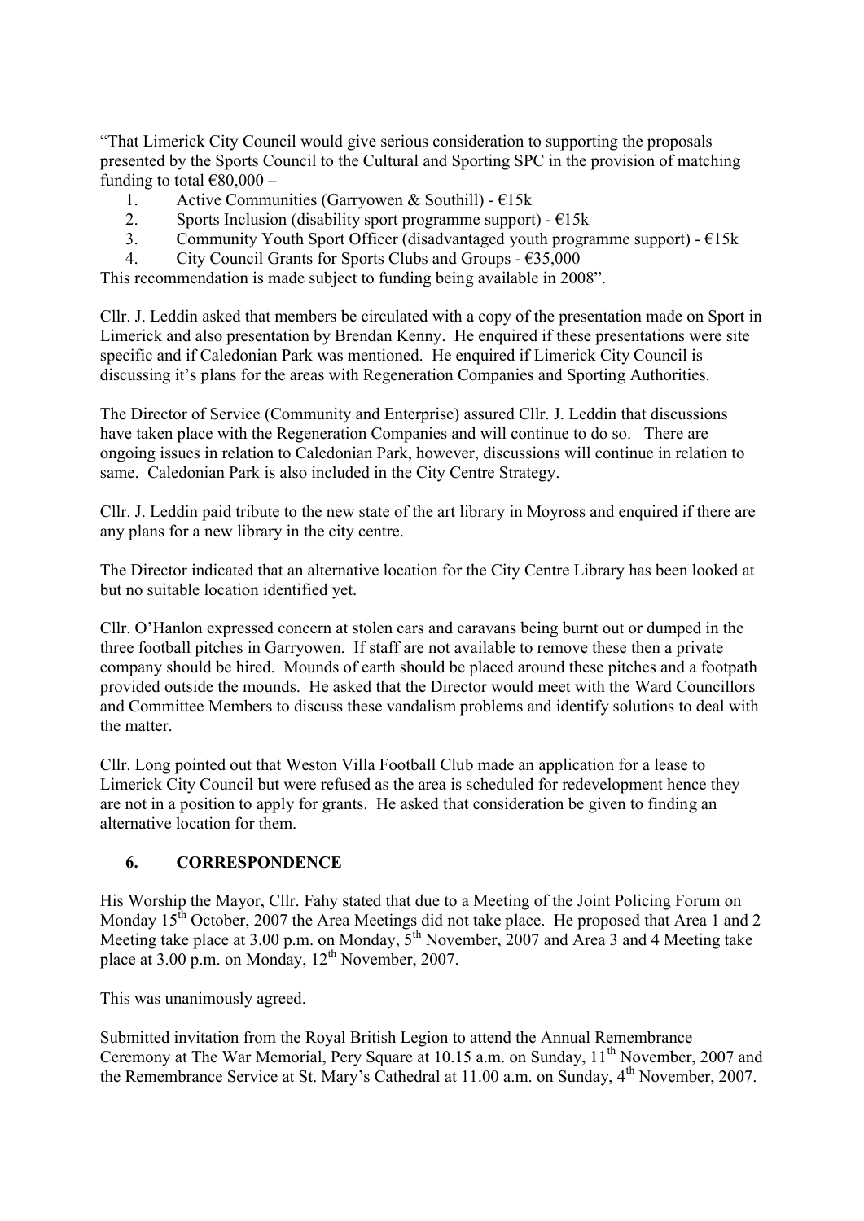"That Limerick City Council would give serious consideration to supporting the proposals presented by the Sports Council to the Cultural and Sporting SPC in the provision of matching funding to total €80,000 –

1. Active Communities (Garryowen & Southill) - €15k
2. Sports Inclusion (disability sport programme support) - €15k
3. Community Youth Sport Officer (disadvantaged youth programme support) - €15k
4. City Council Grants for Sports Clubs and Groups - €35,000

This recommendation is made subject to funding being available in 2008".

Cllr. J. Leddin asked that members be circulated with a copy of the presentation made on Sport in Limerick and also presentation by Brendan Kenny. He enquired if these presentations were site specific and if Caledonian Park was mentioned. He enquired if Limerick City Council is discussing it's plans for the areas with Regeneration Companies and Sporting Authorities.

The Director of Service (Community and Enterprise) assured Cllr. J. Leddin that discussions have taken place with the Regeneration Companies and will continue to do so. There are ongoing issues in relation to Caledonian Park, however, discussions will continue in relation to same. Caledonian Park is also included in the City Centre Strategy.

Cllr. J. Leddin paid tribute to the new state of the art library in Moyross and enquired if there are any plans for a new library in the city centre.

The Director indicated that an alternative location for the City Centre Library has been looked at but no suitable location identified yet.

Cllr. O'Hanlon expressed concern at stolen cars and caravans being burnt out or dumped in the three football pitches in Garryowen. If staff are not available to remove these then a private company should be hired. Mounds of earth should be placed around these pitches and a footpath provided outside the mounds. He asked that the Director would meet with the Ward Councillors and Committee Members to discuss these vandalism problems and identify solutions to deal with the matter.

Cllr. Long pointed out that Weston Villa Football Club made an application for a lease to Limerick City Council but were refused as the area is scheduled for redevelopment hence they are not in a position to apply for grants. He asked that consideration be given to finding an alternative location for them.

## 6. CORRESPONDENCE

His Worship the Mayor, Cllr. Fahy stated that due to a Meeting of the Joint Policing Forum on Monday 15th October, 2007 the Area Meetings did not take place. He proposed that Area 1 and 2 Meeting take place at 3.00 p.m. on Monday, 5th November, 2007 and Area 3 and 4 Meeting take place at 3.00 p.m. on Monday, 12th November, 2007.

This was unanimously agreed.

Submitted invitation from the Royal British Legion to attend the Annual Remembrance Ceremony at The War Memorial, Pery Square at 10.15 a.m. on Sunday, 11th November, 2007 and the Remembrance Service at St. Mary's Cathedral at 11.00 a.m. on Sunday, 4th November, 2007.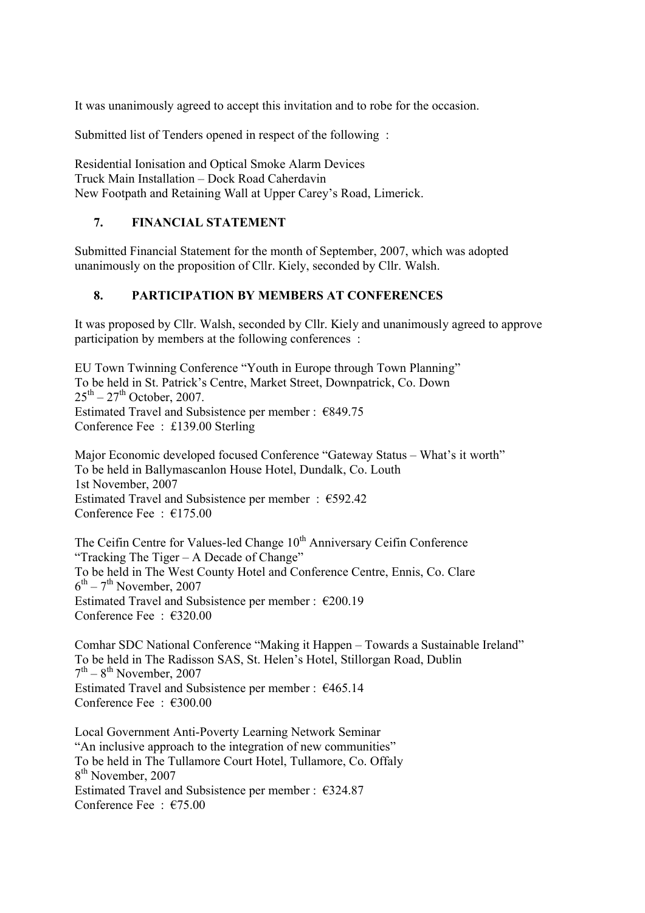It was unanimously agreed to accept this invitation and to robe for the occasion.

Submitted list of Tenders opened in respect of the following :

Residential Ionisation and Optical Smoke Alarm Devices
Truck Main Installation – Dock Road Caherdavin
New Footpath and Retaining Wall at Upper Carey's Road, Limerick.

## 7. FINANCIAL STATEMENT

Submitted Financial Statement for the month of September, 2007, which was adopted unanimously on the proposition of Cllr. Kiely, seconded by Cllr. Walsh.

## 8. PARTICIPATION BY MEMBERS AT CONFERENCES

It was proposed by Cllr. Walsh, seconded by Cllr. Kiely and unanimously agreed to approve participation by members at the following conferences :

EU Town Twinning Conference "Youth in Europe through Town Planning"
To be held in St. Patrick's Centre, Market Street, Downpatrick, Co. Down
25th – 27th October, 2007.
Estimated Travel and Subsistence per member : €849.75
Conference Fee : £139.00 Sterling

Major Economic developed focused Conference "Gateway Status – What's it worth"
To be held in Ballymascanlon House Hotel, Dundalk, Co. Louth
1st November, 2007
Estimated Travel and Subsistence per member : €592.42
Conference Fee : €175.00

The Ceifin Centre for Values-led Change 10th Anniversary Ceifin Conference
"Tracking The Tiger – A Decade of Change"
To be held in The West County Hotel and Conference Centre, Ennis, Co. Clare
6th – 7th November, 2007
Estimated Travel and Subsistence per member : €200.19
Conference Fee : €320.00

Comhar SDC National Conference "Making it Happen – Towards a Sustainable Ireland"
To be held in The Radisson SAS, St. Helen's Hotel, Stillorgan Road, Dublin
7th – 8th November, 2007
Estimated Travel and Subsistence per member : €465.14
Conference Fee : €300.00

Local Government Anti-Poverty Learning Network Seminar
"An inclusive approach to the integration of new communities"
To be held in The Tullamore Court Hotel, Tullamore, Co. Offaly
8th November, 2007
Estimated Travel and Subsistence per member : €324.87
Conference Fee : €75.00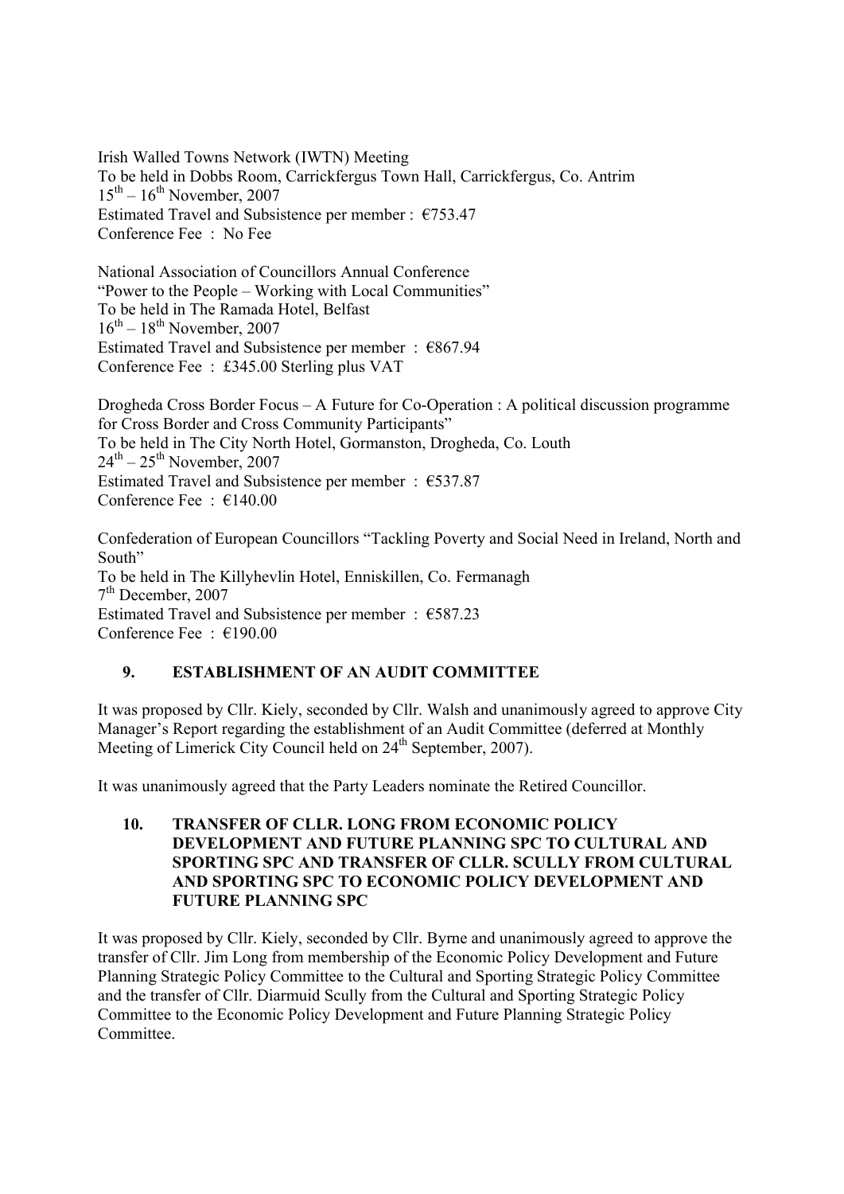Irish Walled Towns Network (IWTN) Meeting
To be held in Dobbs Room, Carrickfergus Town Hall, Carrickfergus, Co. Antrim
15th – 16th November, 2007
Estimated Travel and Subsistence per member : €753.47
Conference Fee : No Fee

National Association of Councillors Annual Conference
"Power to the People – Working with Local Communities"
To be held in The Ramada Hotel, Belfast
16th – 18th November, 2007
Estimated Travel and Subsistence per member : €867.94
Conference Fee : £345.00 Sterling plus VAT

Drogheda Cross Border Focus – A Future for Co-Operation : A political discussion programme for Cross Border and Cross Community Participants"
To be held in The City North Hotel, Gormanston, Drogheda, Co. Louth
24th – 25th November, 2007
Estimated Travel and Subsistence per member : €537.87
Conference Fee : €140.00

Confederation of European Councillors "Tackling Poverty and Social Need in Ireland, North and South"
To be held in The Killyhevlin Hotel, Enniskillen, Co. Fermanagh
7th December, 2007
Estimated Travel and Subsistence per member : €587.23
Conference Fee : €190.00

## 9. ESTABLISHMENT OF AN AUDIT COMMITTEE

It was proposed by Cllr. Kiely, seconded by Cllr. Walsh and unanimously agreed to approve City Manager's Report regarding the establishment of an Audit Committee (deferred at Monthly Meeting of Limerick City Council held on 24th September, 2007).

It was unanimously agreed that the Party Leaders nominate the Retired Councillor.

## 10. TRANSFER OF CLLR. LONG FROM ECONOMIC POLICY DEVELOPMENT AND FUTURE PLANNING SPC TO CULTURAL AND SPORTING SPC AND TRANSFER OF CLLR. SCULLY FROM CULTURAL AND SPORTING SPC TO ECONOMIC POLICY DEVELOPMENT AND FUTURE PLANNING SPC

It was proposed by Cllr. Kiely, seconded by Cllr. Byrne and unanimously agreed to approve the transfer of Cllr. Jim Long from membership of the Economic Policy Development and Future Planning Strategic Policy Committee to the Cultural and Sporting Strategic Policy Committee and the transfer of Cllr. Diarmuid Scully from the Cultural and Sporting Strategic Policy Committee to the Economic Policy Development and Future Planning Strategic Policy Committee.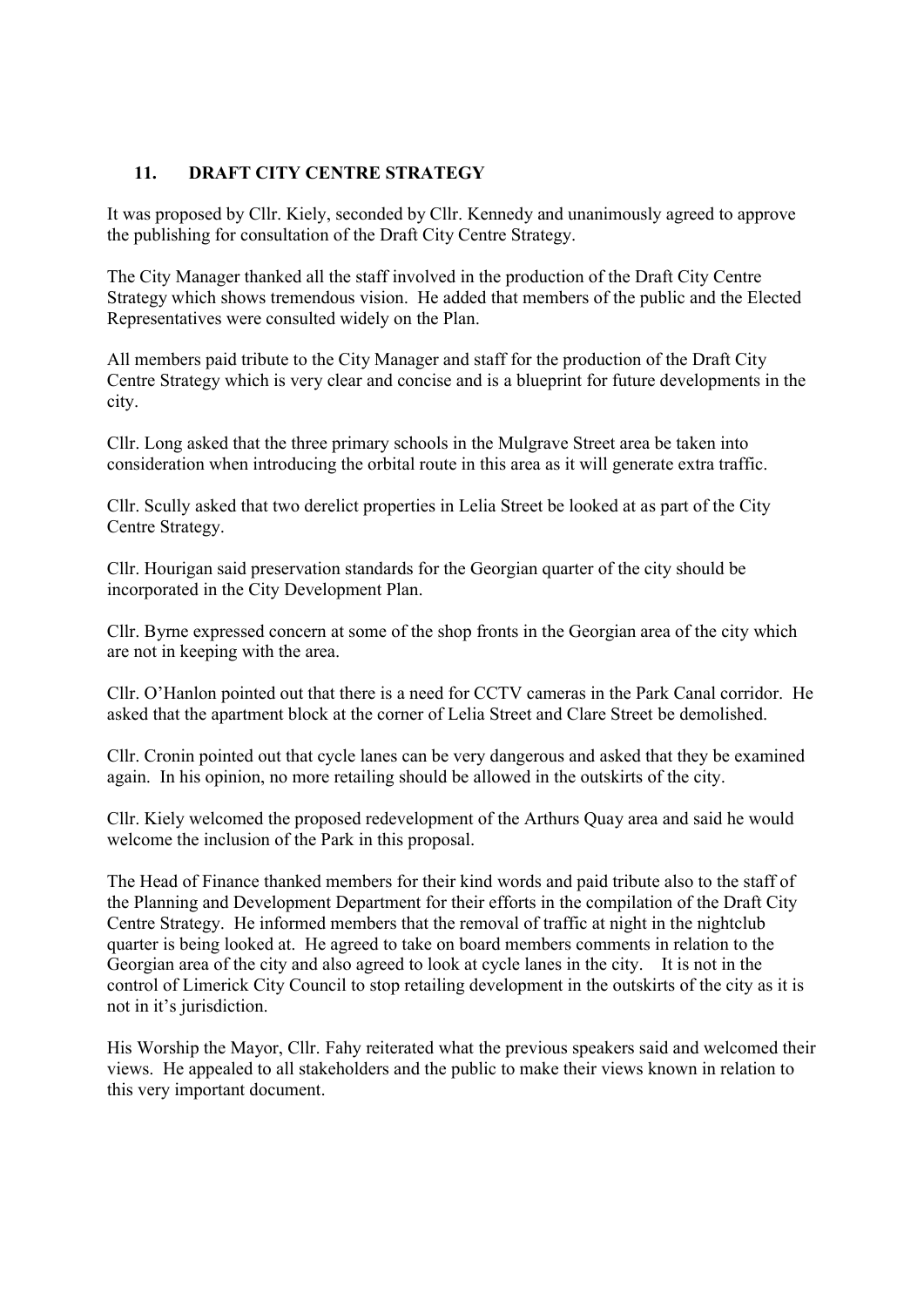## 11. DRAFT CITY CENTRE STRATEGY

It was proposed by Cllr. Kiely, seconded by Cllr. Kennedy and unanimously agreed to approve the publishing for consultation of the Draft City Centre Strategy.

The City Manager thanked all the staff involved in the production of the Draft City Centre Strategy which shows tremendous vision. He added that members of the public and the Elected Representatives were consulted widely on the Plan.

All members paid tribute to the City Manager and staff for the production of the Draft City Centre Strategy which is very clear and concise and is a blueprint for future developments in the city.

Cllr. Long asked that the three primary schools in the Mulgrave Street area be taken into consideration when introducing the orbital route in this area as it will generate extra traffic.

Cllr. Scully asked that two derelict properties in Lelia Street be looked at as part of the City Centre Strategy.

Cllr. Hourigan said preservation standards for the Georgian quarter of the city should be incorporated in the City Development Plan.

Cllr. Byrne expressed concern at some of the shop fronts in the Georgian area of the city which are not in keeping with the area.

Cllr. O'Hanlon pointed out that there is a need for CCTV cameras in the Park Canal corridor. He asked that the apartment block at the corner of Lelia Street and Clare Street be demolished.

Cllr. Cronin pointed out that cycle lanes can be very dangerous and asked that they be examined again. In his opinion, no more retailing should be allowed in the outskirts of the city.

Cllr. Kiely welcomed the proposed redevelopment of the Arthurs Quay area and said he would welcome the inclusion of the Park in this proposal.

The Head of Finance thanked members for their kind words and paid tribute also to the staff of the Planning and Development Department for their efforts in the compilation of the Draft City Centre Strategy. He informed members that the removal of traffic at night in the nightclub quarter is being looked at. He agreed to take on board members comments in relation to the Georgian area of the city and also agreed to look at cycle lanes in the city. It is not in the control of Limerick City Council to stop retailing development in the outskirts of the city as it is not in it's jurisdiction.

His Worship the Mayor, Cllr. Fahy reiterated what the previous speakers said and welcomed their views. He appealed to all stakeholders and the public to make their views known in relation to this very important document.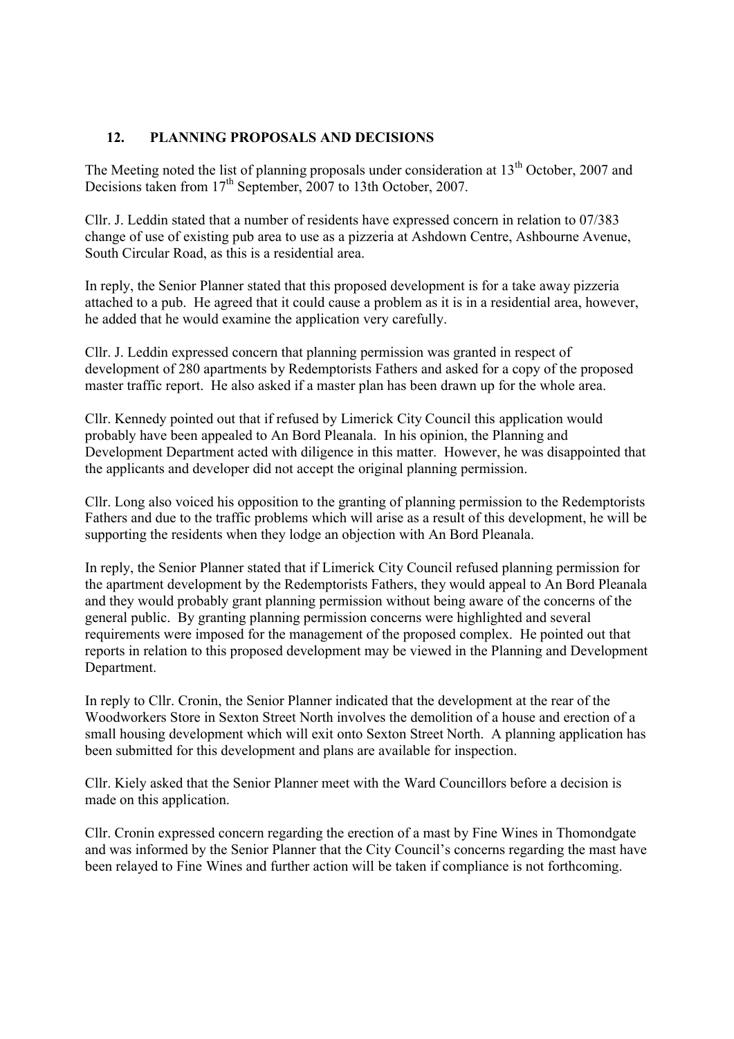## 12. PLANNING PROPOSALS AND DECISIONS

The Meeting noted the list of planning proposals under consideration at 13th October, 2007 and Decisions taken from 17th September, 2007 to 13th October, 2007.

Cllr. J. Leddin stated that a number of residents have expressed concern in relation to 07/383 change of use of existing pub area to use as a pizzeria at Ashdown Centre, Ashbourne Avenue, South Circular Road, as this is a residential area.

In reply, the Senior Planner stated that this proposed development is for a take away pizzeria attached to a pub. He agreed that it could cause a problem as it is in a residential area, however, he added that he would examine the application very carefully.

Cllr. J. Leddin expressed concern that planning permission was granted in respect of development of 280 apartments by Redemptorists Fathers and asked for a copy of the proposed master traffic report. He also asked if a master plan has been drawn up for the whole area.

Cllr. Kennedy pointed out that if refused by Limerick City Council this application would probably have been appealed to An Bord Pleanala. In his opinion, the Planning and Development Department acted with diligence in this matter. However, he was disappointed that the applicants and developer did not accept the original planning permission.

Cllr. Long also voiced his opposition to the granting of planning permission to the Redemptorists Fathers and due to the traffic problems which will arise as a result of this development, he will be supporting the residents when they lodge an objection with An Bord Pleanala.

In reply, the Senior Planner stated that if Limerick City Council refused planning permission for the apartment development by the Redemptorists Fathers, they would appeal to An Bord Pleanala and they would probably grant planning permission without being aware of the concerns of the general public. By granting planning permission concerns were highlighted and several requirements were imposed for the management of the proposed complex. He pointed out that reports in relation to this proposed development may be viewed in the Planning and Development Department.

In reply to Cllr. Cronin, the Senior Planner indicated that the development at the rear of the Woodworkers Store in Sexton Street North involves the demolition of a house and erection of a small housing development which will exit onto Sexton Street North. A planning application has been submitted for this development and plans are available for inspection.

Cllr. Kiely asked that the Senior Planner meet with the Ward Councillors before a decision is made on this application.

Cllr. Cronin expressed concern regarding the erection of a mast by Fine Wines in Thomondgate and was informed by the Senior Planner that the City Council's concerns regarding the mast have been relayed to Fine Wines and further action will be taken if compliance is not forthcoming.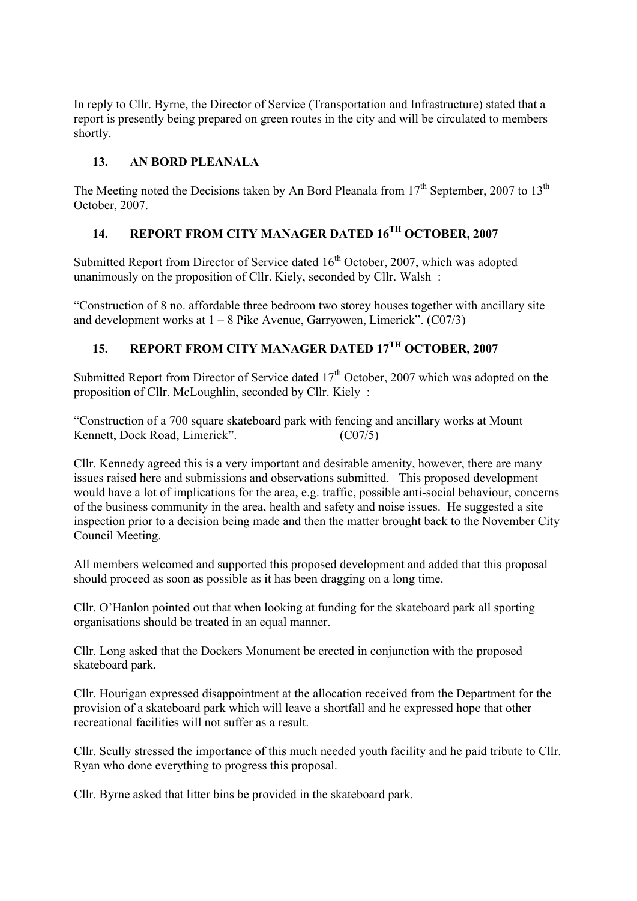In reply to Cllr. Byrne, the Director of Service (Transportation and Infrastructure) stated that a report is presently being prepared on green routes in the city and will be circulated to members shortly.

## 13. AN BORD PLEANALA

The Meeting noted the Decisions taken by An Bord Pleanala from 17th September, 2007 to 13th October, 2007.

## 14. REPORT FROM CITY MANAGER DATED 16TH OCTOBER, 2007

Submitted Report from Director of Service dated 16th October, 2007, which was adopted unanimously on the proposition of Cllr. Kiely, seconded by Cllr. Walsh :

"Construction of 8 no. affordable three bedroom two storey houses together with ancillary site and development works at 1 – 8 Pike Avenue, Garryowen, Limerick". (C07/3)

## 15. REPORT FROM CITY MANAGER DATED 17TH OCTOBER, 2007

Submitted Report from Director of Service dated 17th October, 2007 which was adopted on the proposition of Cllr. McLoughlin, seconded by Cllr. Kiely :

"Construction of a 700 square skateboard park with fencing and ancillary works at Mount Kennett, Dock Road, Limerick". (C07/5)

Cllr. Kennedy agreed this is a very important and desirable amenity, however, there are many issues raised here and submissions and observations submitted. This proposed development would have a lot of implications for the area, e.g. traffic, possible anti-social behaviour, concerns of the business community in the area, health and safety and noise issues. He suggested a site inspection prior to a decision being made and then the matter brought back to the November City Council Meeting.

All members welcomed and supported this proposed development and added that this proposal should proceed as soon as possible as it has been dragging on a long time.

Cllr. O'Hanlon pointed out that when looking at funding for the skateboard park all sporting organisations should be treated in an equal manner.

Cllr. Long asked that the Dockers Monument be erected in conjunction with the proposed skateboard park.

Cllr. Hourigan expressed disappointment at the allocation received from the Department for the provision of a skateboard park which will leave a shortfall and he expressed hope that other recreational facilities will not suffer as a result.

Cllr. Scully stressed the importance of this much needed youth facility and he paid tribute to Cllr. Ryan who done everything to progress this proposal.

Cllr. Byrne asked that litter bins be provided in the skateboard park.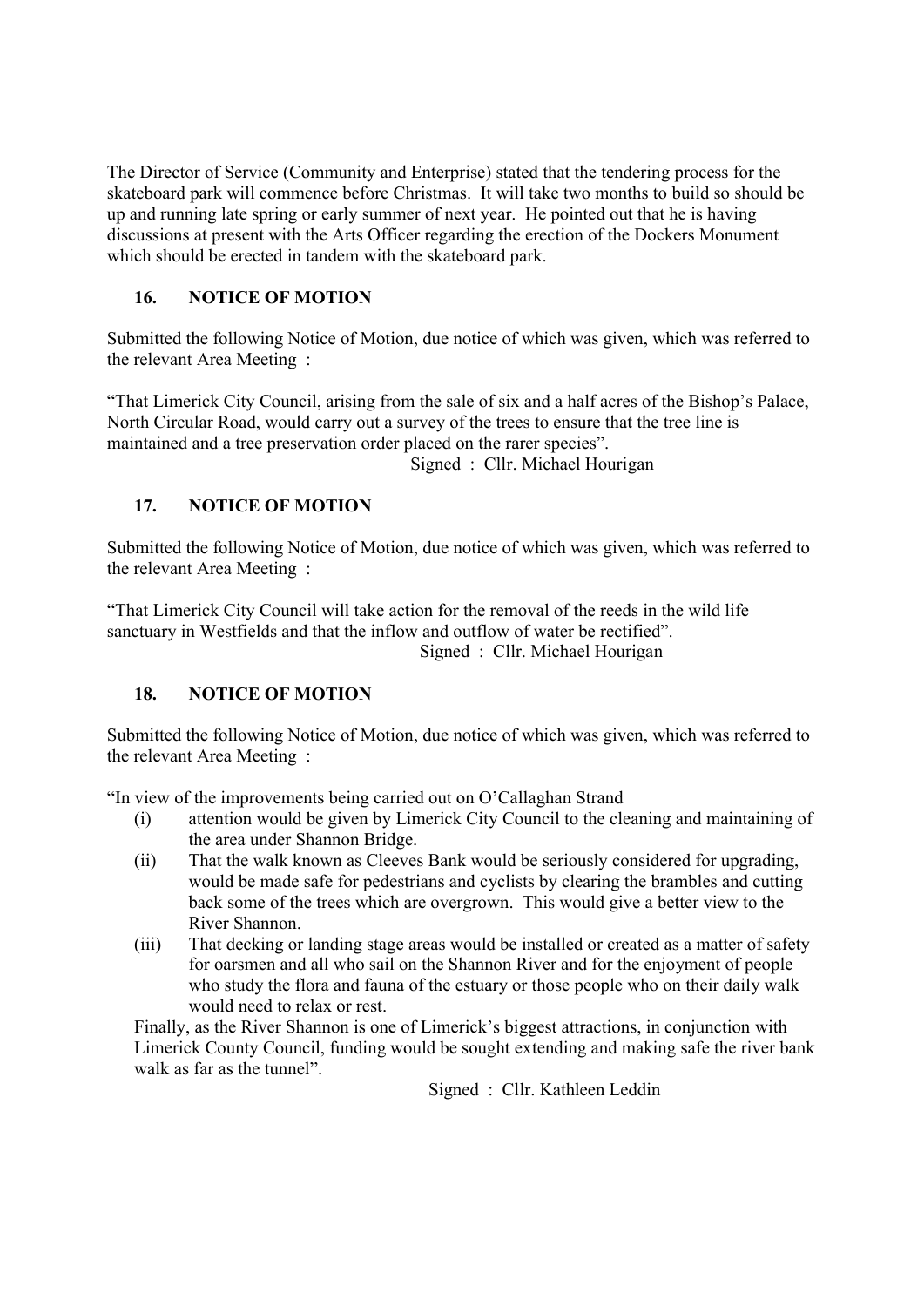The Director of Service (Community and Enterprise) stated that the tendering process for the skateboard park will commence before Christmas. It will take two months to build so should be up and running late spring or early summer of next year. He pointed out that he is having discussions at present with the Arts Officer regarding the erection of the Dockers Monument which should be erected in tandem with the skateboard park.

## 16. NOTICE OF MOTION

Submitted the following Notice of Motion, due notice of which was given, which was referred to the relevant Area Meeting :

"That Limerick City Council, arising from the sale of six and a half acres of the Bishop's Palace, North Circular Road, would carry out a survey of the trees to ensure that the tree line is maintained and a tree preservation order placed on the rarer species".

Signed : Cllr. Michael Hourigan

## 17. NOTICE OF MOTION

Submitted the following Notice of Motion, due notice of which was given, which was referred to the relevant Area Meeting :

"That Limerick City Council will take action for the removal of the reeds in the wild life sanctuary in Westfields and that the inflow and outflow of water be rectified".

Signed : Cllr. Michael Hourigan

## 18. NOTICE OF MOTION

Submitted the following Notice of Motion, due notice of which was given, which was referred to the relevant Area Meeting :

"In view of the improvements being carried out on O'Callaghan Strand

(i) attention would be given by Limerick City Council to the cleaning and maintaining of the area under Shannon Bridge.

(ii) That the walk known as Cleeves Bank would be seriously considered for upgrading, would be made safe for pedestrians and cyclists by clearing the brambles and cutting back some of the trees which are overgrown. This would give a better view to the River Shannon.

(iii) That decking or landing stage areas would be installed or created as a matter of safety for oarsmen and all who sail on the Shannon River and for the enjoyment of people who study the flora and fauna of the estuary or those people who on their daily walk would need to relax or rest.

Finally, as the River Shannon is one of Limerick's biggest attractions, in conjunction with Limerick County Council, funding would be sought extending and making safe the river bank walk as far as the tunnel".

Signed : Cllr. Kathleen Leddin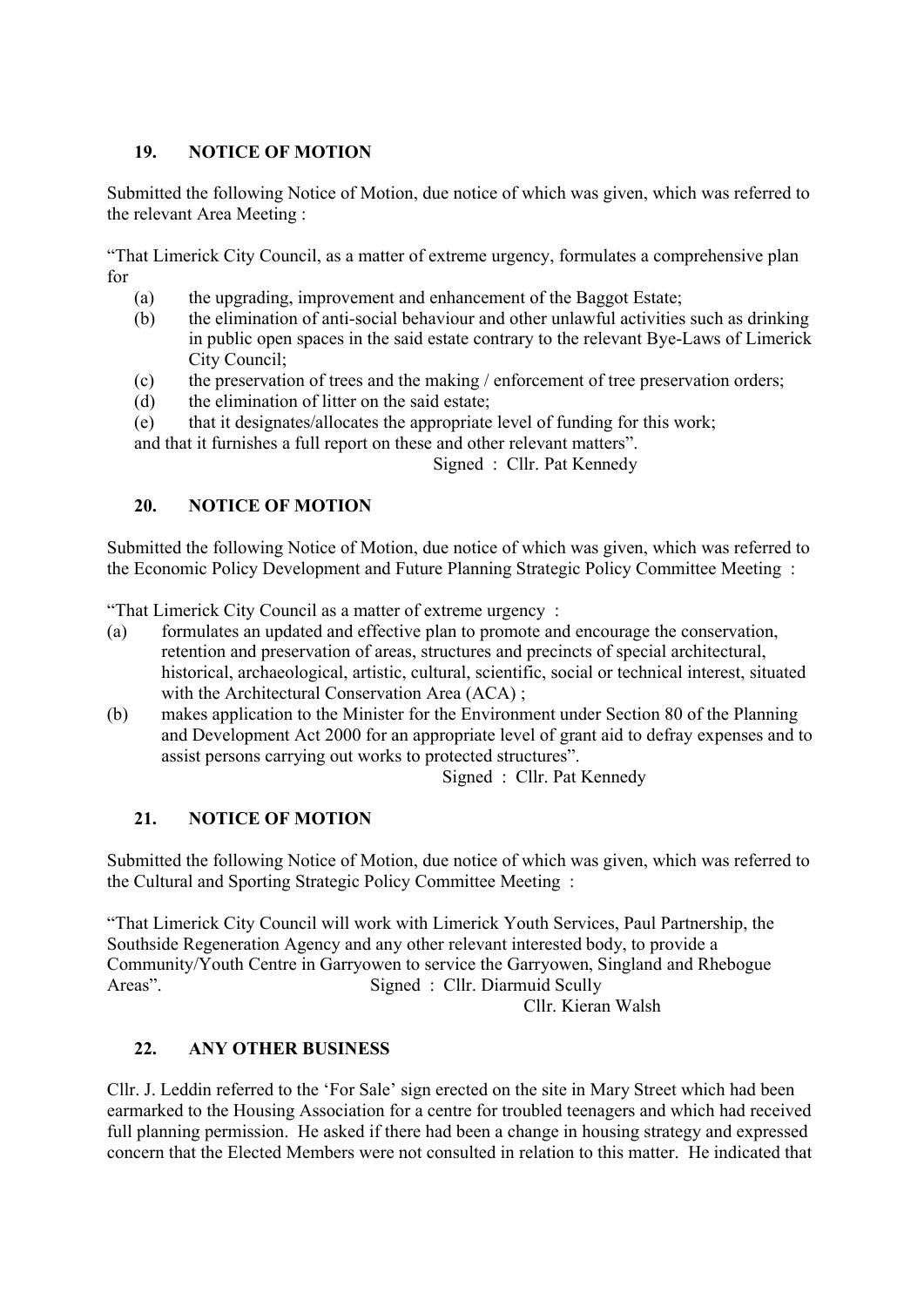### 19. NOTICE OF MOTION

Submitted the following Notice of Motion, due notice of which was given, which was referred to the relevant Area Meeting :

"That Limerick City Council, as a matter of extreme urgency, formulates a comprehensive plan for

(a) the upgrading, improvement and enhancement of the Baggot Estate;
(b) the elimination of anti-social behaviour and other unlawful activities such as drinking in public open spaces in the said estate contrary to the relevant Bye-Laws of Limerick City Council;
(c) the preservation of trees and the making / enforcement of tree preservation orders;
(d) the elimination of litter on the said estate;
(e) that it designates/allocates the appropriate level of funding for this work;

and that it furnishes a full report on these and other relevant matters".

Signed : Cllr. Pat Kennedy

### 20. NOTICE OF MOTION

Submitted the following Notice of Motion, due notice of which was given, which was referred to the Economic Policy Development and Future Planning Strategic Policy Committee Meeting :

"That Limerick City Council as a matter of extreme urgency :

(a) formulates an updated and effective plan to promote and encourage the conservation, retention and preservation of areas, structures and precincts of special architectural, historical, archaeological, artistic, cultural, scientific, social or technical interest, situated with the Architectural Conservation Area (ACA) ;
(b) makes application to the Minister for the Environment under Section 80 of the Planning and Development Act 2000 for an appropriate level of grant aid to defray expenses and to assist persons carrying out works to protected structures".

Signed : Cllr. Pat Kennedy

### 21. NOTICE OF MOTION

Submitted the following Notice of Motion, due notice of which was given, which was referred to the Cultural and Sporting Strategic Policy Committee Meeting :

"That Limerick City Council will work with Limerick Youth Services, Paul Partnership, the Southside Regeneration Agency and any other relevant interested body, to provide a Community/Youth Centre in Garryowen to service the Garryowen, Singland and Rhebogue Areas".

Signed : Cllr. Diarmuid Scully
Cllr. Kieran Walsh

### 22. ANY OTHER BUSINESS

Cllr. J. Leddin referred to the 'For Sale' sign erected on the site in Mary Street which had been earmarked to the Housing Association for a centre for troubled teenagers and which had received full planning permission. He asked if there had been a change in housing strategy and expressed concern that the Elected Members were not consulted in relation to this matter. He indicated that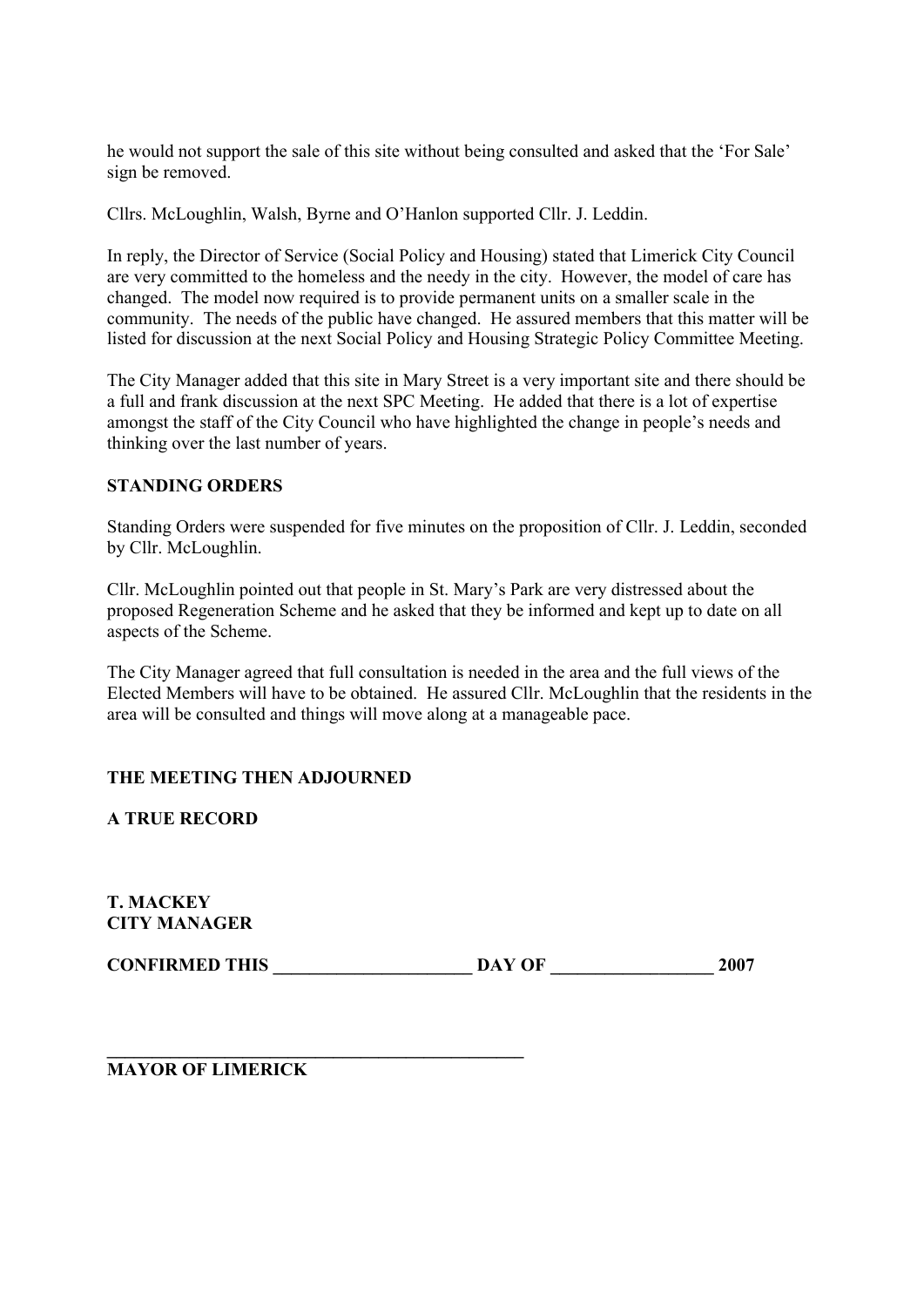he would not support the sale of this site without being consulted and asked that the 'For Sale' sign be removed.

Cllrs. McLoughlin, Walsh, Byrne and O'Hanlon supported Cllr. J. Leddin.

In reply, the Director of Service (Social Policy and Housing) stated that Limerick City Council are very committed to the homeless and the needy in the city. However, the model of care has changed. The model now required is to provide permanent units on a smaller scale in the community. The needs of the public have changed. He assured members that this matter will be listed for discussion at the next Social Policy and Housing Strategic Policy Committee Meeting.

The City Manager added that this site in Mary Street is a very important site and there should be a full and frank discussion at the next SPC Meeting. He added that there is a lot of expertise amongst the staff of the City Council who have highlighted the change in people's needs and thinking over the last number of years.

**STANDING ORDERS**

Standing Orders were suspended for five minutes on the proposition of Cllr. J. Leddin, seconded by Cllr. McLoughlin.

Cllr. McLoughlin pointed out that people in St. Mary's Park are very distressed about the proposed Regeneration Scheme and he asked that they be informed and kept up to date on all aspects of the Scheme.

The City Manager agreed that full consultation is needed in the area and the full views of the Elected Members will have to be obtained. He assured Cllr. McLoughlin that the residents in the area will be consulted and things will move along at a manageable pace.

**THE MEETING THEN ADJOURNED**

**A TRUE RECORD**

**T. MACKEY**
**CITY MANAGER**

**CONFIRMED THIS ______________________ DAY OF __________________ 2007**

**_______________________________________________**
**MAYOR OF LIMERICK**